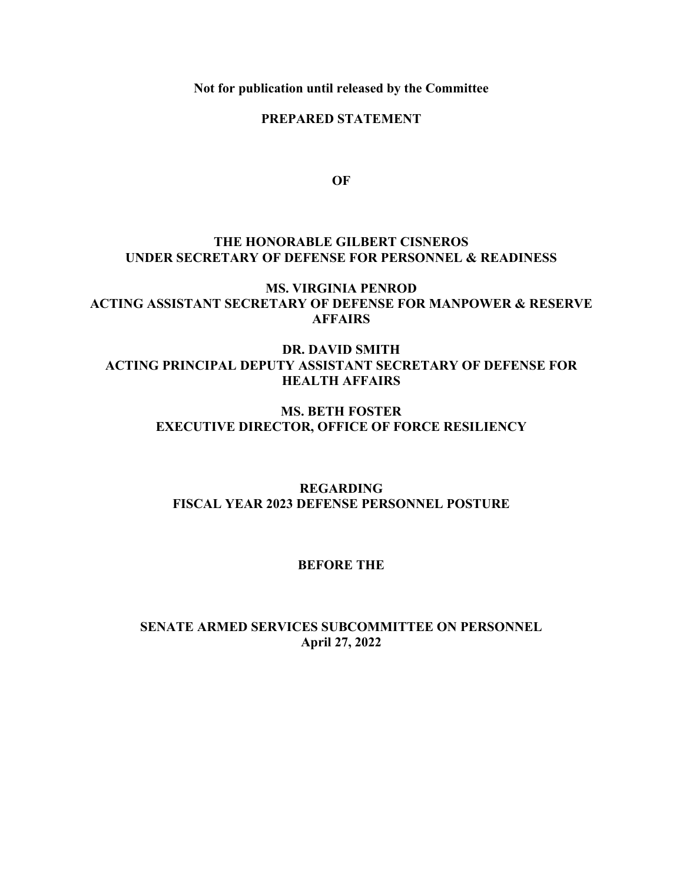**Not for publication until released by the Committee**

**PREPARED STATEMENT**

**OF**

**THE HONORABLE GILBERT CISNEROS**
**UNDER SECRETARY OF DEFENSE FOR PERSONNEL & READINESS**

**MS. VIRGINIA PENROD**
**ACTING ASSISTANT SECRETARY OF DEFENSE FOR MANPOWER & RESERVE AFFAIRS**

**DR. DAVID SMITH**
**ACTING PRINCIPAL DEPUTY ASSISTANT SECRETARY OF DEFENSE FOR HEALTH AFFAIRS**

**MS. BETH FOSTER**
**EXECUTIVE DIRECTOR, OFFICE OF FORCE RESILIENCY**

**REGARDING**
**FISCAL YEAR 2023 DEFENSE PERSONNEL POSTURE**

**BEFORE THE**

**SENATE ARMED SERVICES SUBCOMMITTEE ON PERSONNEL**
**April 27, 2022**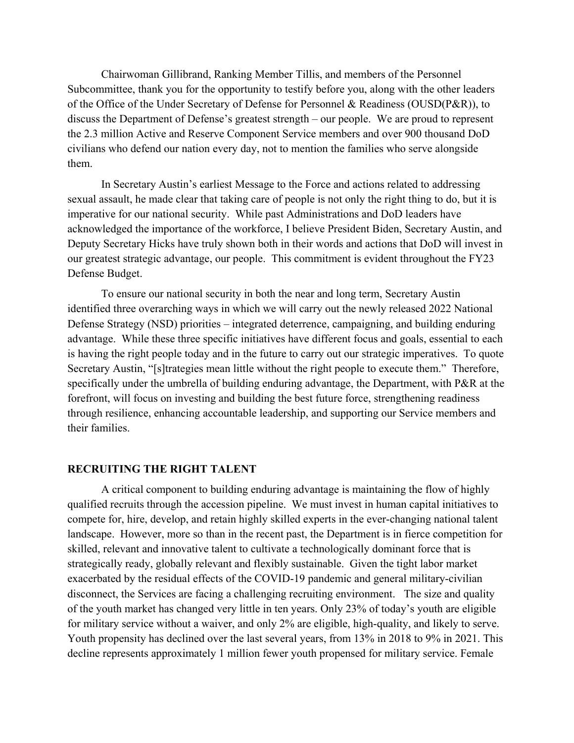Chairwoman Gillibrand, Ranking Member Tillis, and members of the Personnel Subcommittee, thank you for the opportunity to testify before you, along with the other leaders of the Office of the Under Secretary of Defense for Personnel & Readiness (OUSD(P&R)), to discuss the Department of Defense's greatest strength – our people. We are proud to represent the 2.3 million Active and Reserve Component Service members and over 900 thousand DoD civilians who defend our nation every day, not to mention the families who serve alongside them.

In Secretary Austin's earliest Message to the Force and actions related to addressing sexual assault, he made clear that taking care of people is not only the right thing to do, but it is imperative for our national security. While past Administrations and DoD leaders have acknowledged the importance of the workforce, I believe President Biden, Secretary Austin, and Deputy Secretary Hicks have truly shown both in their words and actions that DoD will invest in our greatest strategic advantage, our people. This commitment is evident throughout the FY23 Defense Budget.

To ensure our national security in both the near and long term, Secretary Austin identified three overarching ways in which we will carry out the newly released 2022 National Defense Strategy (NSD) priorities – integrated deterrence, campaigning, and building enduring advantage. While these three specific initiatives have different focus and goals, essential to each is having the right people today and in the future to carry out our strategic imperatives. To quote Secretary Austin, "[s]trategies mean little without the right people to execute them." Therefore, specifically under the umbrella of building enduring advantage, the Department, with P&R at the forefront, will focus on investing and building the best future force, strengthening readiness through resilience, enhancing accountable leadership, and supporting our Service members and their families.

## RECRUITING THE RIGHT TALENT

A critical component to building enduring advantage is maintaining the flow of highly qualified recruits through the accession pipeline. We must invest in human capital initiatives to compete for, hire, develop, and retain highly skilled experts in the ever-changing national talent landscape. However, more so than in the recent past, the Department is in fierce competition for skilled, relevant and innovative talent to cultivate a technologically dominant force that is strategically ready, globally relevant and flexibly sustainable. Given the tight labor market exacerbated by the residual effects of the COVID-19 pandemic and general military-civilian disconnect, the Services are facing a challenging recruiting environment. The size and quality of the youth market has changed very little in ten years. Only 23% of today's youth are eligible for military service without a waiver, and only 2% are eligible, high-quality, and likely to serve. Youth propensity has declined over the last several years, from 13% in 2018 to 9% in 2021. This decline represents approximately 1 million fewer youth propensed for military service. Female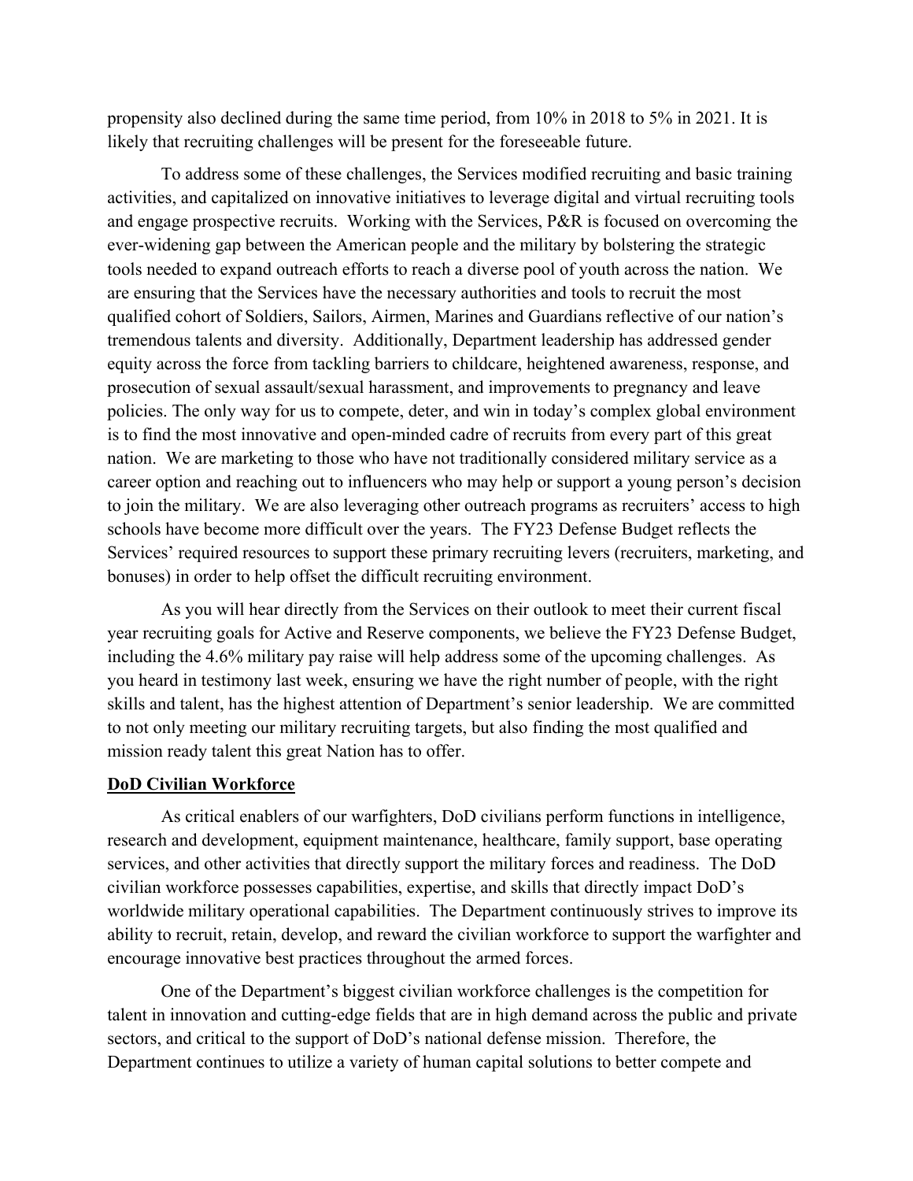propensity also declined during the same time period, from 10% in 2018 to 5% in 2021. It is likely that recruiting challenges will be present for the foreseeable future.

To address some of these challenges, the Services modified recruiting and basic training activities, and capitalized on innovative initiatives to leverage digital and virtual recruiting tools and engage prospective recruits. Working with the Services, P&R is focused on overcoming the ever-widening gap between the American people and the military by bolstering the strategic tools needed to expand outreach efforts to reach a diverse pool of youth across the nation. We are ensuring that the Services have the necessary authorities and tools to recruit the most qualified cohort of Soldiers, Sailors, Airmen, Marines and Guardians reflective of our nation's tremendous talents and diversity. Additionally, Department leadership has addressed gender equity across the force from tackling barriers to childcare, heightened awareness, response, and prosecution of sexual assault/sexual harassment, and improvements to pregnancy and leave policies. The only way for us to compete, deter, and win in today's complex global environment is to find the most innovative and open-minded cadre of recruits from every part of this great nation. We are marketing to those who have not traditionally considered military service as a career option and reaching out to influencers who may help or support a young person's decision to join the military. We are also leveraging other outreach programs as recruiters' access to high schools have become more difficult over the years. The FY23 Defense Budget reflects the Services' required resources to support these primary recruiting levers (recruiters, marketing, and bonuses) in order to help offset the difficult recruiting environment.

As you will hear directly from the Services on their outlook to meet their current fiscal year recruiting goals for Active and Reserve components, we believe the FY23 Defense Budget, including the 4.6% military pay raise will help address some of the upcoming challenges. As you heard in testimony last week, ensuring we have the right number of people, with the right skills and talent, has the highest attention of Department's senior leadership. We are committed to not only meeting our military recruiting targets, but also finding the most qualified and mission ready talent this great Nation has to offer.

## DoD Civilian Workforce

As critical enablers of our warfighters, DoD civilians perform functions in intelligence, research and development, equipment maintenance, healthcare, family support, base operating services, and other activities that directly support the military forces and readiness. The DoD civilian workforce possesses capabilities, expertise, and skills that directly impact DoD's worldwide military operational capabilities. The Department continuously strives to improve its ability to recruit, retain, develop, and reward the civilian workforce to support the warfighter and encourage innovative best practices throughout the armed forces.

One of the Department's biggest civilian workforce challenges is the competition for talent in innovation and cutting-edge fields that are in high demand across the public and private sectors, and critical to the support of DoD's national defense mission. Therefore, the Department continues to utilize a variety of human capital solutions to better compete and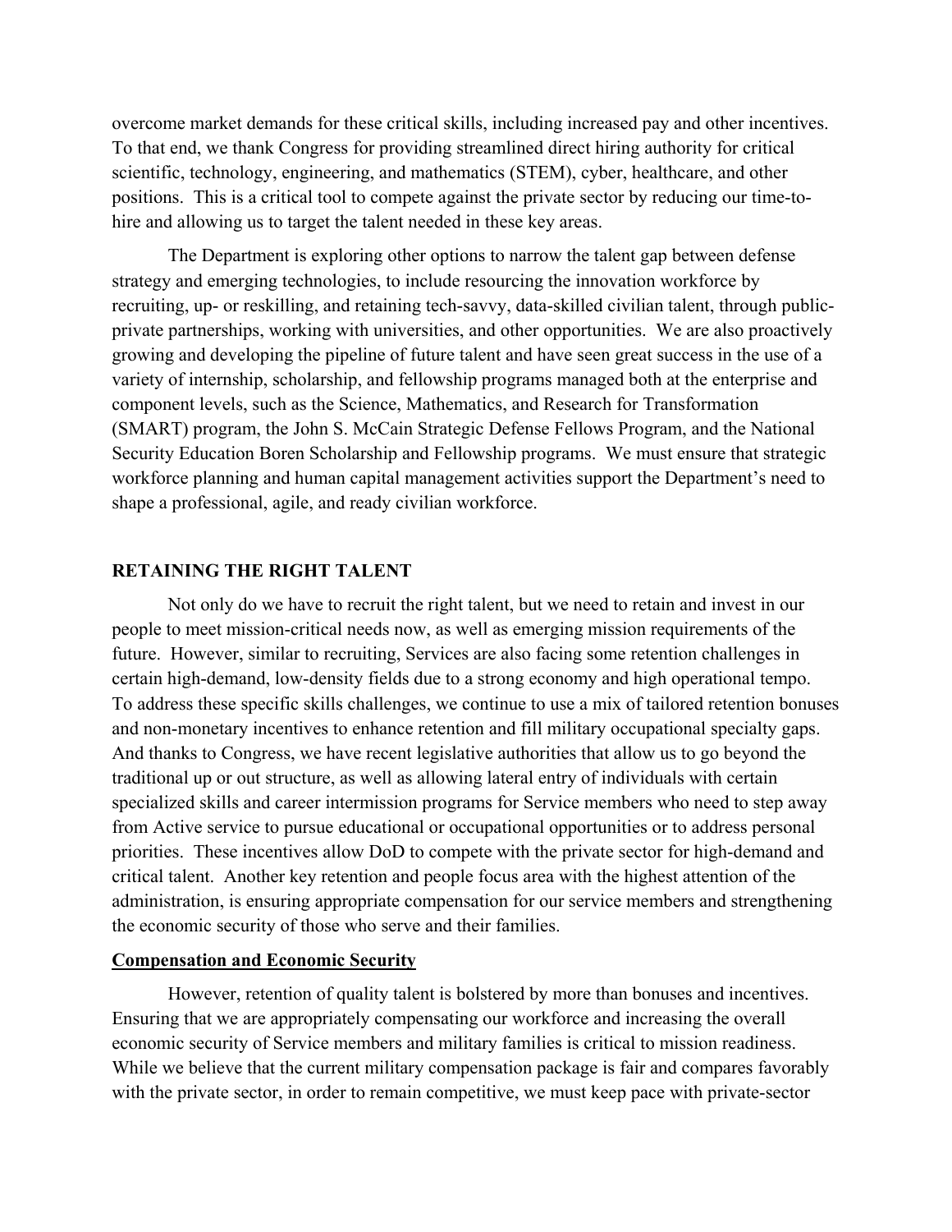overcome market demands for these critical skills, including increased pay and other incentives. To that end, we thank Congress for providing streamlined direct hiring authority for critical scientific, technology, engineering, and mathematics (STEM), cyber, healthcare, and other positions. This is a critical tool to compete against the private sector by reducing our time-to-hire and allowing us to target the talent needed in these key areas.

The Department is exploring other options to narrow the talent gap between defense strategy and emerging technologies, to include resourcing the innovation workforce by recruiting, up- or reskilling, and retaining tech-savvy, data-skilled civilian talent, through public-private partnerships, working with universities, and other opportunities. We are also proactively growing and developing the pipeline of future talent and have seen great success in the use of a variety of internship, scholarship, and fellowship programs managed both at the enterprise and component levels, such as the Science, Mathematics, and Research for Transformation (SMART) program, the John S. McCain Strategic Defense Fellows Program, and the National Security Education Boren Scholarship and Fellowship programs. We must ensure that strategic workforce planning and human capital management activities support the Department's need to shape a professional, agile, and ready civilian workforce.

## RETAINING THE RIGHT TALENT

Not only do we have to recruit the right talent, but we need to retain and invest in our people to meet mission-critical needs now, as well as emerging mission requirements of the future. However, similar to recruiting, Services are also facing some retention challenges in certain high-demand, low-density fields due to a strong economy and high operational tempo. To address these specific skills challenges, we continue to use a mix of tailored retention bonuses and non-monetary incentives to enhance retention and fill military occupational specialty gaps. And thanks to Congress, we have recent legislative authorities that allow us to go beyond the traditional up or out structure, as well as allowing lateral entry of individuals with certain specialized skills and career intermission programs for Service members who need to step away from Active service to pursue educational or occupational opportunities or to address personal priorities. These incentives allow DoD to compete with the private sector for high-demand and critical talent. Another key retention and people focus area with the highest attention of the administration, is ensuring appropriate compensation for our service members and strengthening the economic security of those who serve and their families.

### Compensation and Economic Security

However, retention of quality talent is bolstered by more than bonuses and incentives. Ensuring that we are appropriately compensating our workforce and increasing the overall economic security of Service members and military families is critical to mission readiness. While we believe that the current military compensation package is fair and compares favorably with the private sector, in order to remain competitive, we must keep pace with private-sector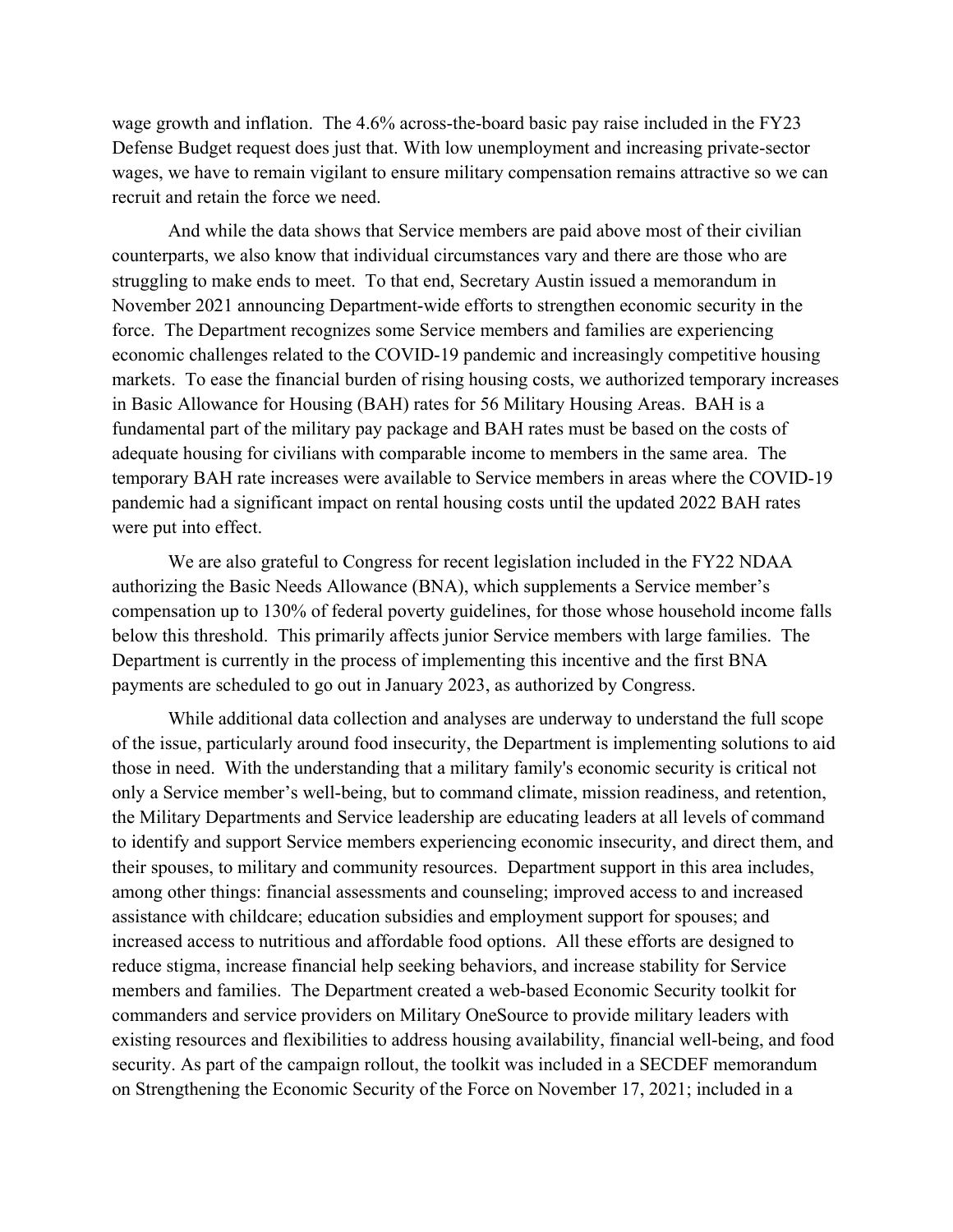wage growth and inflation. The 4.6% across-the-board basic pay raise included in the FY23 Defense Budget request does just that. With low unemployment and increasing private-sector wages, we have to remain vigilant to ensure military compensation remains attractive so we can recruit and retain the force we need.

And while the data shows that Service members are paid above most of their civilian counterparts, we also know that individual circumstances vary and there are those who are struggling to make ends to meet. To that end, Secretary Austin issued a memorandum in November 2021 announcing Department-wide efforts to strengthen economic security in the force. The Department recognizes some Service members and families are experiencing economic challenges related to the COVID-19 pandemic and increasingly competitive housing markets. To ease the financial burden of rising housing costs, we authorized temporary increases in Basic Allowance for Housing (BAH) rates for 56 Military Housing Areas. BAH is a fundamental part of the military pay package and BAH rates must be based on the costs of adequate housing for civilians with comparable income to members in the same area. The temporary BAH rate increases were available to Service members in areas where the COVID-19 pandemic had a significant impact on rental housing costs until the updated 2022 BAH rates were put into effect.

We are also grateful to Congress for recent legislation included in the FY22 NDAA authorizing the Basic Needs Allowance (BNA), which supplements a Service member's compensation up to 130% of federal poverty guidelines, for those whose household income falls below this threshold. This primarily affects junior Service members with large families. The Department is currently in the process of implementing this incentive and the first BNA payments are scheduled to go out in January 2023, as authorized by Congress.

While additional data collection and analyses are underway to understand the full scope of the issue, particularly around food insecurity, the Department is implementing solutions to aid those in need. With the understanding that a military family's economic security is critical not only a Service member's well-being, but to command climate, mission readiness, and retention, the Military Departments and Service leadership are educating leaders at all levels of command to identify and support Service members experiencing economic insecurity, and direct them, and their spouses, to military and community resources. Department support in this area includes, among other things: financial assessments and counseling; improved access to and increased assistance with childcare; education subsidies and employment support for spouses; and increased access to nutritious and affordable food options. All these efforts are designed to reduce stigma, increase financial help seeking behaviors, and increase stability for Service members and families. The Department created a web-based Economic Security toolkit for commanders and service providers on Military OneSource to provide military leaders with existing resources and flexibilities to address housing availability, financial well-being, and food security. As part of the campaign rollout, the toolkit was included in a SECDEF memorandum on Strengthening the Economic Security of the Force on November 17, 2021; included in a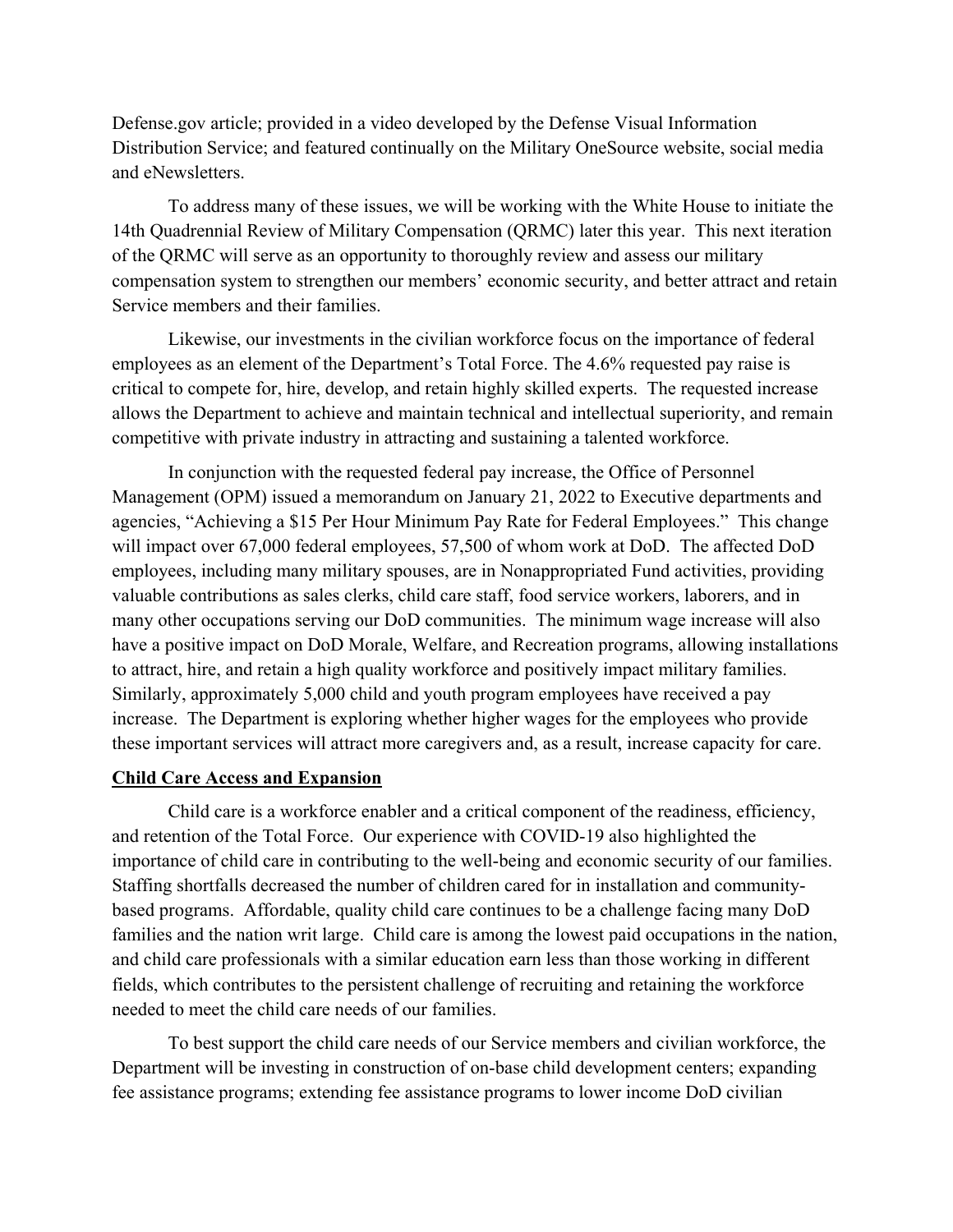Defense.gov article; provided in a video developed by the Defense Visual Information Distribution Service; and featured continually on the Military OneSource website, social media and eNewsletters.

To address many of these issues, we will be working with the White House to initiate the 14th Quadrennial Review of Military Compensation (QRMC) later this year. This next iteration of the QRMC will serve as an opportunity to thoroughly review and assess our military compensation system to strengthen our members' economic security, and better attract and retain Service members and their families.

Likewise, our investments in the civilian workforce focus on the importance of federal employees as an element of the Department's Total Force. The 4.6% requested pay raise is critical to compete for, hire, develop, and retain highly skilled experts. The requested increase allows the Department to achieve and maintain technical and intellectual superiority, and remain competitive with private industry in attracting and sustaining a talented workforce.

In conjunction with the requested federal pay increase, the Office of Personnel Management (OPM) issued a memorandum on January 21, 2022 to Executive departments and agencies, "Achieving a $15 Per Hour Minimum Pay Rate for Federal Employees." This change will impact over 67,000 federal employees, 57,500 of whom work at DoD. The affected DoD employees, including many military spouses, are in Nonappropriated Fund activities, providing valuable contributions as sales clerks, child care staff, food service workers, laborers, and in many other occupations serving our DoD communities. The minimum wage increase will also have a positive impact on DoD Morale, Welfare, and Recreation programs, allowing installations to attract, hire, and retain a high quality workforce and positively impact military families. Similarly, approximately 5,000 child and youth program employees have received a pay increase. The Department is exploring whether higher wages for the employees who provide these important services will attract more caregivers and, as a result, increase capacity for care.

**Child Care Access and Expansion**

Child care is a workforce enabler and a critical component of the readiness, efficiency, and retention of the Total Force. Our experience with COVID-19 also highlighted the importance of child care in contributing to the well-being and economic security of our families. Staffing shortfalls decreased the number of children cared for in installation and community-based programs. Affordable, quality child care continues to be a challenge facing many DoD families and the nation writ large. Child care is among the lowest paid occupations in the nation, and child care professionals with a similar education earn less than those working in different fields, which contributes to the persistent challenge of recruiting and retaining the workforce needed to meet the child care needs of our families.

To best support the child care needs of our Service members and civilian workforce, the Department will be investing in construction of on-base child development centers; expanding fee assistance programs; extending fee assistance programs to lower income DoD civilian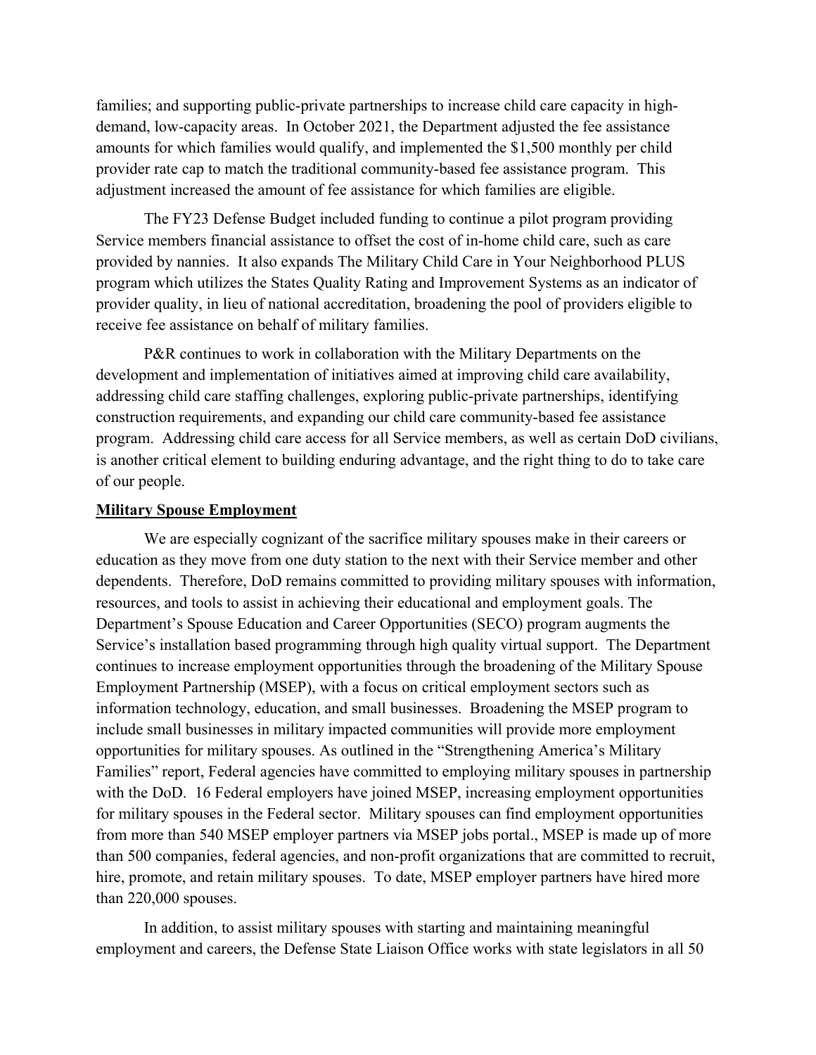families; and supporting public-private partnerships to increase child care capacity in high-demand, low-capacity areas. In October 2021, the Department adjusted the fee assistance amounts for which families would qualify, and implemented the $1,500 monthly per child provider rate cap to match the traditional community-based fee assistance program. This adjustment increased the amount of fee assistance for which families are eligible.

The FY23 Defense Budget included funding to continue a pilot program providing Service members financial assistance to offset the cost of in-home child care, such as care provided by nannies. It also expands The Military Child Care in Your Neighborhood PLUS program which utilizes the States Quality Rating and Improvement Systems as an indicator of provider quality, in lieu of national accreditation, broadening the pool of providers eligible to receive fee assistance on behalf of military families.

P&R continues to work in collaboration with the Military Departments on the development and implementation of initiatives aimed at improving child care availability, addressing child care staffing challenges, exploring public-private partnerships, identifying construction requirements, and expanding our child care community-based fee assistance program. Addressing child care access for all Service members, as well as certain DoD civilians, is another critical element to building enduring advantage, and the right thing to do to take care of our people.

**Military Spouse Employment**

We are especially cognizant of the sacrifice military spouses make in their careers or education as they move from one duty station to the next with their Service member and other dependents. Therefore, DoD remains committed to providing military spouses with information, resources, and tools to assist in achieving their educational and employment goals. The Department's Spouse Education and Career Opportunities (SECO) program augments the Service's installation based programming through high quality virtual support. The Department continues to increase employment opportunities through the broadening of the Military Spouse Employment Partnership (MSEP), with a focus on critical employment sectors such as information technology, education, and small businesses. Broadening the MSEP program to include small businesses in military impacted communities will provide more employment opportunities for military spouses. As outlined in the "Strengthening America's Military Families" report, Federal agencies have committed to employing military spouses in partnership with the DoD. 16 Federal employers have joined MSEP, increasing employment opportunities for military spouses in the Federal sector. Military spouses can find employment opportunities from more than 540 MSEP employer partners via MSEP jobs portal., MSEP is made up of more than 500 companies, federal agencies, and non-profit organizations that are committed to recruit, hire, promote, and retain military spouses. To date, MSEP employer partners have hired more than 220,000 spouses.

In addition, to assist military spouses with starting and maintaining meaningful employment and careers, the Defense State Liaison Office works with state legislators in all 50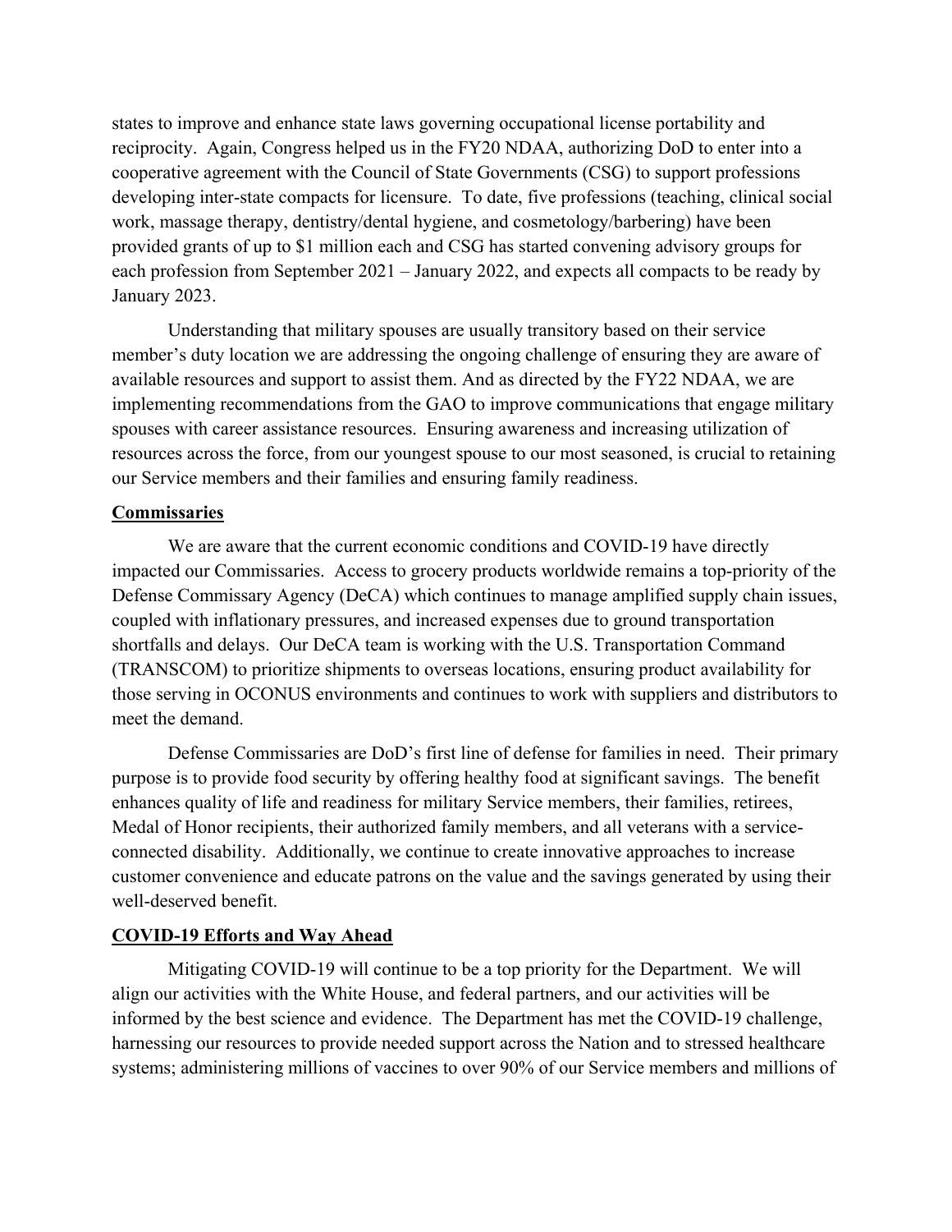states to improve and enhance state laws governing occupational license portability and reciprocity. Again, Congress helped us in the FY20 NDAA, authorizing DoD to enter into a cooperative agreement with the Council of State Governments (CSG) to support professions developing inter-state compacts for licensure. To date, five professions (teaching, clinical social work, massage therapy, dentistry/dental hygiene, and cosmetology/barbering) have been provided grants of up to $1 million each and CSG has started convening advisory groups for each profession from September 2021 – January 2022, and expects all compacts to be ready by January 2023.

Understanding that military spouses are usually transitory based on their service member's duty location we are addressing the ongoing challenge of ensuring they are aware of available resources and support to assist them. And as directed by the FY22 NDAA, we are implementing recommendations from the GAO to improve communications that engage military spouses with career assistance resources. Ensuring awareness and increasing utilization of resources across the force, from our youngest spouse to our most seasoned, is crucial to retaining our Service members and their families and ensuring family readiness.

## Commissaries

We are aware that the current economic conditions and COVID-19 have directly impacted our Commissaries. Access to grocery products worldwide remains a top-priority of the Defense Commissary Agency (DeCA) which continues to manage amplified supply chain issues, coupled with inflationary pressures, and increased expenses due to ground transportation shortfalls and delays. Our DeCA team is working with the U.S. Transportation Command (TRANSCOM) to prioritize shipments to overseas locations, ensuring product availability for those serving in OCONUS environments and continues to work with suppliers and distributors to meet the demand.

Defense Commissaries are DoD's first line of defense for families in need. Their primary purpose is to provide food security by offering healthy food at significant savings. The benefit enhances quality of life and readiness for military Service members, their families, retirees, Medal of Honor recipients, their authorized family members, and all veterans with a service-connected disability. Additionally, we continue to create innovative approaches to increase customer convenience and educate patrons on the value and the savings generated by using their well-deserved benefit.

## COVID-19 Efforts and Way Ahead

Mitigating COVID-19 will continue to be a top priority for the Department. We will align our activities with the White House, and federal partners, and our activities will be informed by the best science and evidence. The Department has met the COVID-19 challenge, harnessing our resources to provide needed support across the Nation and to stressed healthcare systems; administering millions of vaccines to over 90% of our Service members and millions of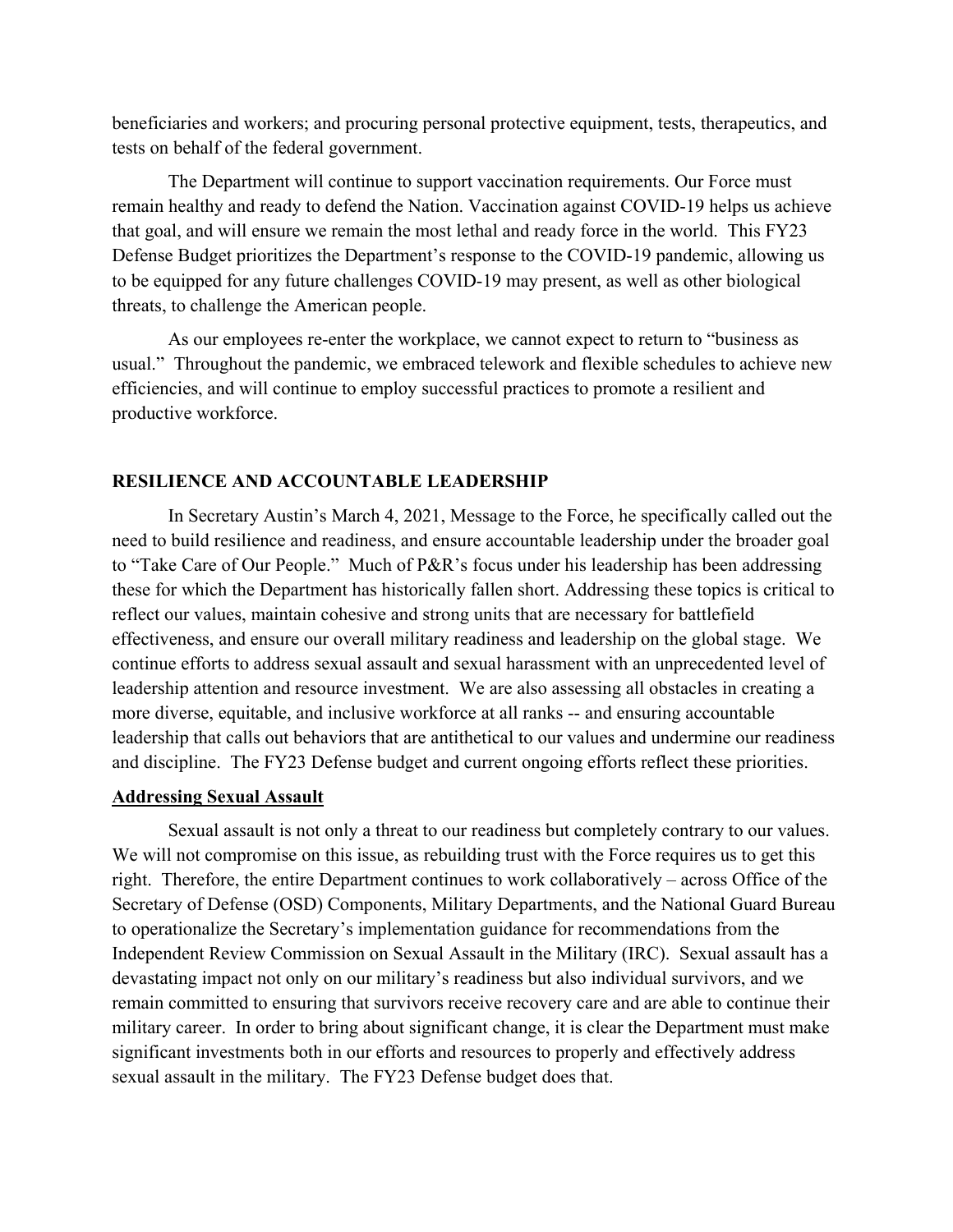beneficiaries and workers; and procuring personal protective equipment, tests, therapeutics, and tests on behalf of the federal government.

The Department will continue to support vaccination requirements. Our Force must remain healthy and ready to defend the Nation. Vaccination against COVID-19 helps us achieve that goal, and will ensure we remain the most lethal and ready force in the world. This FY23 Defense Budget prioritizes the Department's response to the COVID-19 pandemic, allowing us to be equipped for any future challenges COVID-19 may present, as well as other biological threats, to challenge the American people.

As our employees re-enter the workplace, we cannot expect to return to "business as usual." Throughout the pandemic, we embraced telework and flexible schedules to achieve new efficiencies, and will continue to employ successful practices to promote a resilient and productive workforce.

## RESILIENCE AND ACCOUNTABLE LEADERSHIP

In Secretary Austin's March 4, 2021, Message to the Force, he specifically called out the need to build resilience and readiness, and ensure accountable leadership under the broader goal to "Take Care of Our People." Much of P&R's focus under his leadership has been addressing these for which the Department has historically fallen short. Addressing these topics is critical to reflect our values, maintain cohesive and strong units that are necessary for battlefield effectiveness, and ensure our overall military readiness and leadership on the global stage. We continue efforts to address sexual assault and sexual harassment with an unprecedented level of leadership attention and resource investment. We are also assessing all obstacles in creating a more diverse, equitable, and inclusive workforce at all ranks -- and ensuring accountable leadership that calls out behaviors that are antithetical to our values and undermine our readiness and discipline. The FY23 Defense budget and current ongoing efforts reflect these priorities.

### Addressing Sexual Assault

Sexual assault is not only a threat to our readiness but completely contrary to our values. We will not compromise on this issue, as rebuilding trust with the Force requires us to get this right. Therefore, the entire Department continues to work collaboratively – across Office of the Secretary of Defense (OSD) Components, Military Departments, and the National Guard Bureau to operationalize the Secretary's implementation guidance for recommendations from the Independent Review Commission on Sexual Assault in the Military (IRC). Sexual assault has a devastating impact not only on our military's readiness but also individual survivors, and we remain committed to ensuring that survivors receive recovery care and are able to continue their military career. In order to bring about significant change, it is clear the Department must make significant investments both in our efforts and resources to properly and effectively address sexual assault in the military. The FY23 Defense budget does that.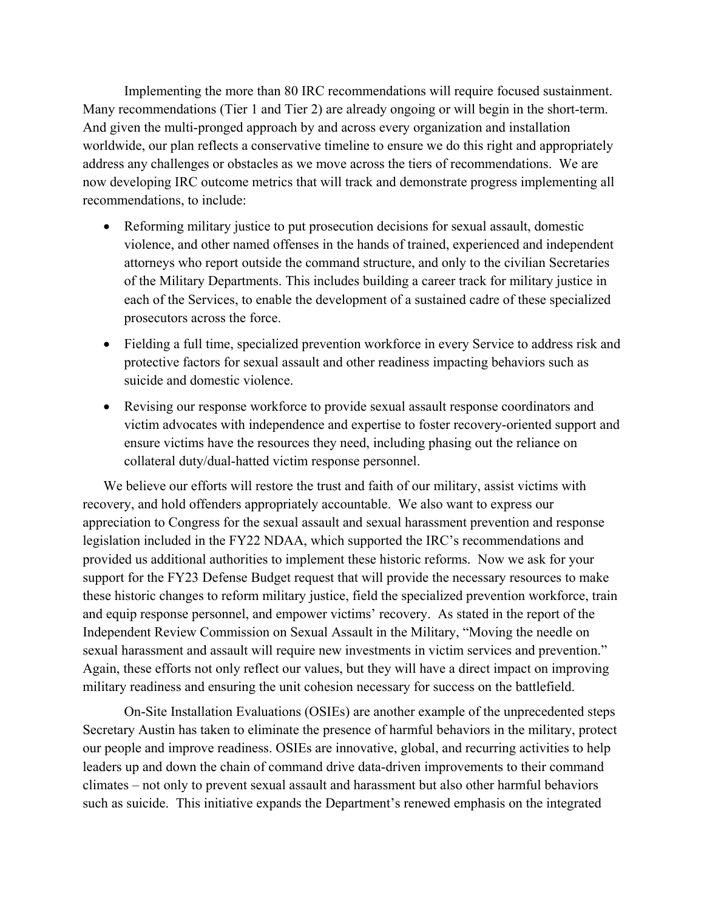Implementing the more than 80 IRC recommendations will require focused sustainment. Many recommendations (Tier 1 and Tier 2) are already ongoing or will begin in the short-term. And given the multi-pronged approach by and across every organization and installation worldwide, our plan reflects a conservative timeline to ensure we do this right and appropriately address any challenges or obstacles as we move across the tiers of recommendations. We are now developing IRC outcome metrics that will track and demonstrate progress implementing all recommendations, to include:

- Reforming military justice to put prosecution decisions for sexual assault, domestic violence, and other named offenses in the hands of trained, experienced and independent attorneys who report outside the command structure, and only to the civilian Secretaries of the Military Departments. This includes building a career track for military justice in each of the Services, to enable the development of a sustained cadre of these specialized prosecutors across the force.
- Fielding a full time, specialized prevention workforce in every Service to address risk and protective factors for sexual assault and other readiness impacting behaviors such as suicide and domestic violence.
- Revising our response workforce to provide sexual assault response coordinators and victim advocates with independence and expertise to foster recovery-oriented support and ensure victims have the resources they need, including phasing out the reliance on collateral duty/dual-hatted victim response personnel.

We believe our efforts will restore the trust and faith of our military, assist victims with recovery, and hold offenders appropriately accountable. We also want to express our appreciation to Congress for the sexual assault and sexual harassment prevention and response legislation included in the FY22 NDAA, which supported the IRC's recommendations and provided us additional authorities to implement these historic reforms. Now we ask for your support for the FY23 Defense Budget request that will provide the necessary resources to make these historic changes to reform military justice, field the specialized prevention workforce, train and equip response personnel, and empower victims' recovery. As stated in the report of the Independent Review Commission on Sexual Assault in the Military, "Moving the needle on sexual harassment and assault will require new investments in victim services and prevention." Again, these efforts not only reflect our values, but they will have a direct impact on improving military readiness and ensuring the unit cohesion necessary for success on the battlefield.

On-Site Installation Evaluations (OSIEs) are another example of the unprecedented steps Secretary Austin has taken to eliminate the presence of harmful behaviors in the military, protect our people and improve readiness. OSIEs are innovative, global, and recurring activities to help leaders up and down the chain of command drive data-driven improvements to their command climates – not only to prevent sexual assault and harassment but also other harmful behaviors such as suicide. This initiative expands the Department's renewed emphasis on the integrated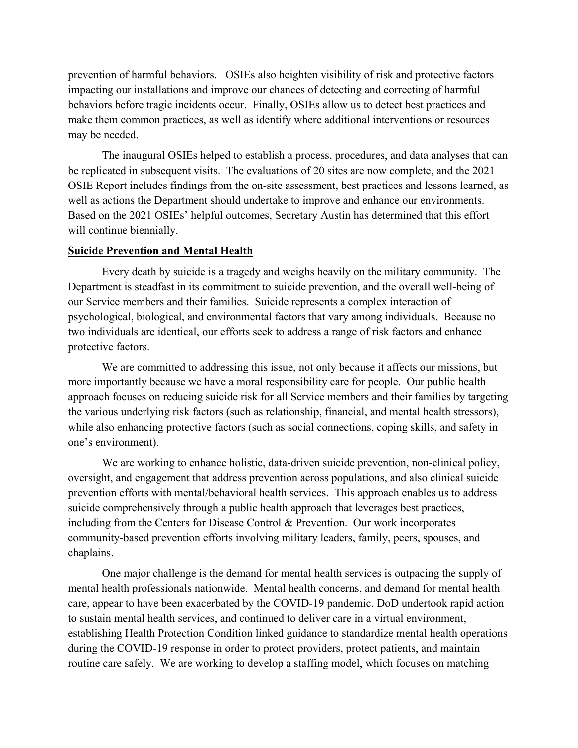prevention of harmful behaviors. OSIEs also heighten visibility of risk and protective factors impacting our installations and improve our chances of detecting and correcting of harmful behaviors before tragic incidents occur. Finally, OSIEs allow us to detect best practices and make them common practices, as well as identify where additional interventions or resources may be needed.

The inaugural OSIEs helped to establish a process, procedures, and data analyses that can be replicated in subsequent visits. The evaluations of 20 sites are now complete, and the 2021 OSIE Report includes findings from the on-site assessment, best practices and lessons learned, as well as actions the Department should undertake to improve and enhance our environments. Based on the 2021 OSIEs' helpful outcomes, Secretary Austin has determined that this effort will continue biennially.

**Suicide Prevention and Mental Health**

Every death by suicide is a tragedy and weighs heavily on the military community. The Department is steadfast in its commitment to suicide prevention, and the overall well-being of our Service members and their families. Suicide represents a complex interaction of psychological, biological, and environmental factors that vary among individuals. Because no two individuals are identical, our efforts seek to address a range of risk factors and enhance protective factors.

We are committed to addressing this issue, not only because it affects our missions, but more importantly because we have a moral responsibility care for people. Our public health approach focuses on reducing suicide risk for all Service members and their families by targeting the various underlying risk factors (such as relationship, financial, and mental health stressors), while also enhancing protective factors (such as social connections, coping skills, and safety in one's environment).

We are working to enhance holistic, data-driven suicide prevention, non-clinical policy, oversight, and engagement that address prevention across populations, and also clinical suicide prevention efforts with mental/behavioral health services. This approach enables us to address suicide comprehensively through a public health approach that leverages best practices, including from the Centers for Disease Control & Prevention. Our work incorporates community-based prevention efforts involving military leaders, family, peers, spouses, and chaplains.

One major challenge is the demand for mental health services is outpacing the supply of mental health professionals nationwide. Mental health concerns, and demand for mental health care, appear to have been exacerbated by the COVID-19 pandemic. DoD undertook rapid action to sustain mental health services, and continued to deliver care in a virtual environment, establishing Health Protection Condition linked guidance to standardize mental health operations during the COVID-19 response in order to protect providers, protect patients, and maintain routine care safely. We are working to develop a staffing model, which focuses on matching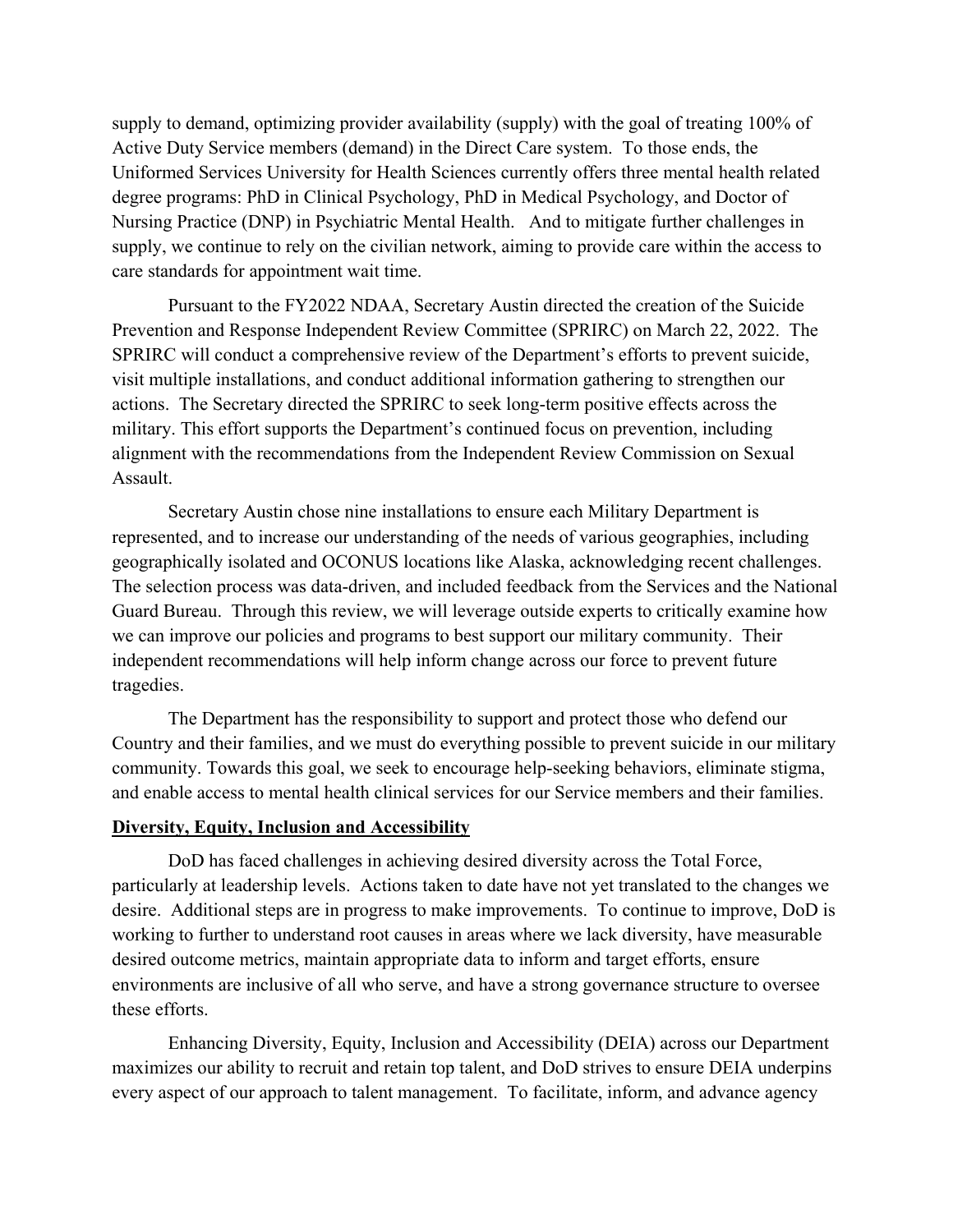supply to demand, optimizing provider availability (supply) with the goal of treating 100% of Active Duty Service members (demand) in the Direct Care system. To those ends, the Uniformed Services University for Health Sciences currently offers three mental health related degree programs: PhD in Clinical Psychology, PhD in Medical Psychology, and Doctor of Nursing Practice (DNP) in Psychiatric Mental Health. And to mitigate further challenges in supply, we continue to rely on the civilian network, aiming to provide care within the access to care standards for appointment wait time.

Pursuant to the FY2022 NDAA, Secretary Austin directed the creation of the Suicide Prevention and Response Independent Review Committee (SPRIRC) on March 22, 2022. The SPRIRC will conduct a comprehensive review of the Department's efforts to prevent suicide, visit multiple installations, and conduct additional information gathering to strengthen our actions. The Secretary directed the SPRIRC to seek long-term positive effects across the military. This effort supports the Department's continued focus on prevention, including alignment with the recommendations from the Independent Review Commission on Sexual Assault.

Secretary Austin chose nine installations to ensure each Military Department is represented, and to increase our understanding of the needs of various geographies, including geographically isolated and OCONUS locations like Alaska, acknowledging recent challenges. The selection process was data-driven, and included feedback from the Services and the National Guard Bureau. Through this review, we will leverage outside experts to critically examine how we can improve our policies and programs to best support our military community. Their independent recommendations will help inform change across our force to prevent future tragedies.

The Department has the responsibility to support and protect those who defend our Country and their families, and we must do everything possible to prevent suicide in our military community. Towards this goal, we seek to encourage help-seeking behaviors, eliminate stigma, and enable access to mental health clinical services for our Service members and their families.

**Diversity, Equity, Inclusion and Accessibility**

DoD has faced challenges in achieving desired diversity across the Total Force, particularly at leadership levels. Actions taken to date have not yet translated to the changes we desire. Additional steps are in progress to make improvements. To continue to improve, DoD is working to further to understand root causes in areas where we lack diversity, have measurable desired outcome metrics, maintain appropriate data to inform and target efforts, ensure environments are inclusive of all who serve, and have a strong governance structure to oversee these efforts.

Enhancing Diversity, Equity, Inclusion and Accessibility (DEIA) across our Department maximizes our ability to recruit and retain top talent, and DoD strives to ensure DEIA underpins every aspect of our approach to talent management. To facilitate, inform, and advance agency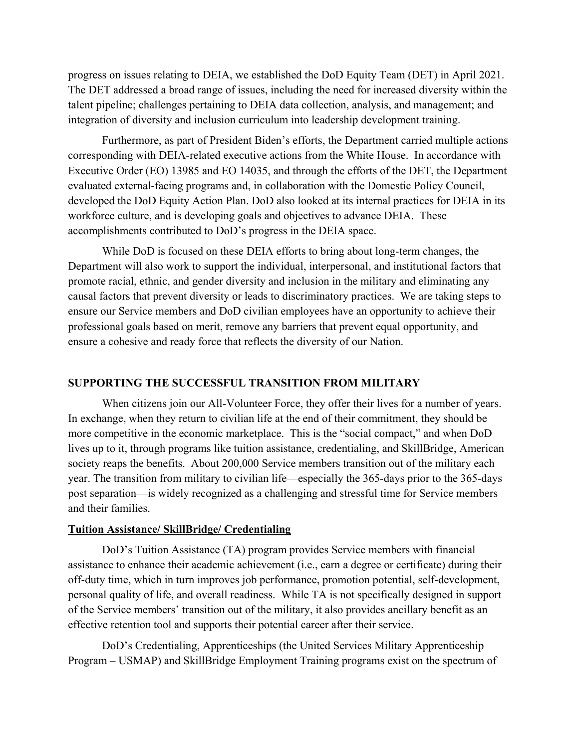progress on issues relating to DEIA, we established the DoD Equity Team (DET) in April 2021. The DET addressed a broad range of issues, including the need for increased diversity within the talent pipeline; challenges pertaining to DEIA data collection, analysis, and management; and integration of diversity and inclusion curriculum into leadership development training.

Furthermore, as part of President Biden's efforts, the Department carried multiple actions corresponding with DEIA-related executive actions from the White House. In accordance with Executive Order (EO) 13985 and EO 14035, and through the efforts of the DET, the Department evaluated external-facing programs and, in collaboration with the Domestic Policy Council, developed the DoD Equity Action Plan. DoD also looked at its internal practices for DEIA in its workforce culture, and is developing goals and objectives to advance DEIA. These accomplishments contributed to DoD's progress in the DEIA space.

While DoD is focused on these DEIA efforts to bring about long-term changes, the Department will also work to support the individual, interpersonal, and institutional factors that promote racial, ethnic, and gender diversity and inclusion in the military and eliminating any causal factors that prevent diversity or leads to discriminatory practices. We are taking steps to ensure our Service members and DoD civilian employees have an opportunity to achieve their professional goals based on merit, remove any barriers that prevent equal opportunity, and ensure a cohesive and ready force that reflects the diversity of our Nation.

## SUPPORTING THE SUCCESSFUL TRANSITION FROM MILITARY

When citizens join our All-Volunteer Force, they offer their lives for a number of years. In exchange, when they return to civilian life at the end of their commitment, they should be more competitive in the economic marketplace. This is the "social compact," and when DoD lives up to it, through programs like tuition assistance, credentialing, and SkillBridge, American society reaps the benefits. About 200,000 Service members transition out of the military each year. The transition from military to civilian life—especially the 365-days prior to the 365-days post separation—is widely recognized as a challenging and stressful time for Service members and their families.

### Tuition Assistance/ SkillBridge/ Credentialing

DoD's Tuition Assistance (TA) program provides Service members with financial assistance to enhance their academic achievement (i.e., earn a degree or certificate) during their off-duty time, which in turn improves job performance, promotion potential, self-development, personal quality of life, and overall readiness. While TA is not specifically designed in support of the Service members' transition out of the military, it also provides ancillary benefit as an effective retention tool and supports their potential career after their service.

DoD's Credentialing, Apprenticeships (the United Services Military Apprenticeship Program – USMAP) and SkillBridge Employment Training programs exist on the spectrum of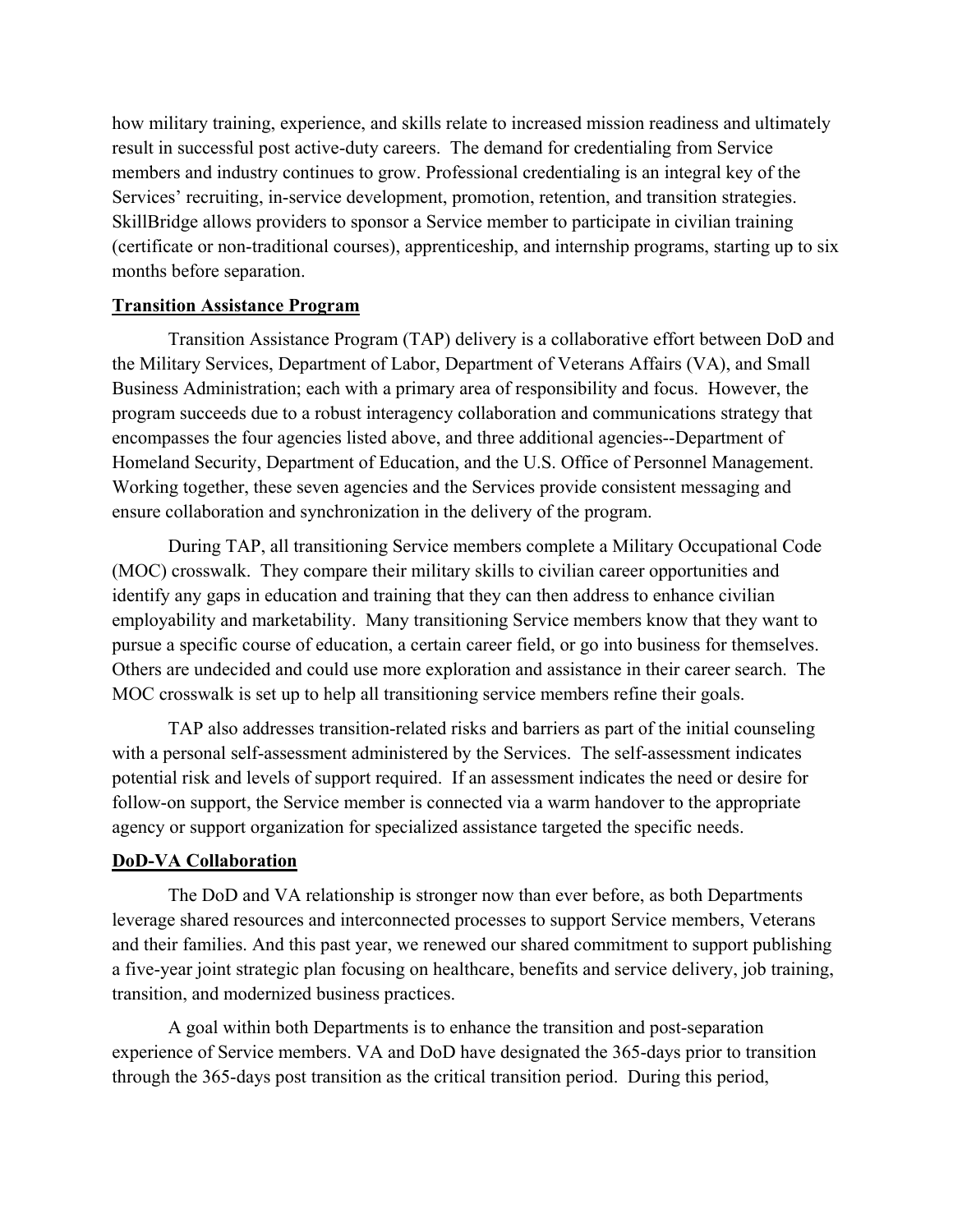how military training, experience, and skills relate to increased mission readiness and ultimately result in successful post active-duty careers. The demand for credentialing from Service members and industry continues to grow. Professional credentialing is an integral key of the Services' recruiting, in-service development, promotion, retention, and transition strategies. SkillBridge allows providers to sponsor a Service member to participate in civilian training (certificate or non-traditional courses), apprenticeship, and internship programs, starting up to six months before separation.

## Transition Assistance Program

Transition Assistance Program (TAP) delivery is a collaborative effort between DoD and the Military Services, Department of Labor, Department of Veterans Affairs (VA), and Small Business Administration; each with a primary area of responsibility and focus. However, the program succeeds due to a robust interagency collaboration and communications strategy that encompasses the four agencies listed above, and three additional agencies--Department of Homeland Security, Department of Education, and the U.S. Office of Personnel Management. Working together, these seven agencies and the Services provide consistent messaging and ensure collaboration and synchronization in the delivery of the program.

During TAP, all transitioning Service members complete a Military Occupational Code (MOC) crosswalk. They compare their military skills to civilian career opportunities and identify any gaps in education and training that they can then address to enhance civilian employability and marketability. Many transitioning Service members know that they want to pursue a specific course of education, a certain career field, or go into business for themselves. Others are undecided and could use more exploration and assistance in their career search. The MOC crosswalk is set up to help all transitioning service members refine their goals.

TAP also addresses transition-related risks and barriers as part of the initial counseling with a personal self-assessment administered by the Services. The self-assessment indicates potential risk and levels of support required. If an assessment indicates the need or desire for follow-on support, the Service member is connected via a warm handover to the appropriate agency or support organization for specialized assistance targeted the specific needs.

## DoD-VA Collaboration

The DoD and VA relationship is stronger now than ever before, as both Departments leverage shared resources and interconnected processes to support Service members, Veterans and their families. And this past year, we renewed our shared commitment to support publishing a five-year joint strategic plan focusing on healthcare, benefits and service delivery, job training, transition, and modernized business practices.

A goal within both Departments is to enhance the transition and post-separation experience of Service members. VA and DoD have designated the 365-days prior to transition through the 365-days post transition as the critical transition period. During this period,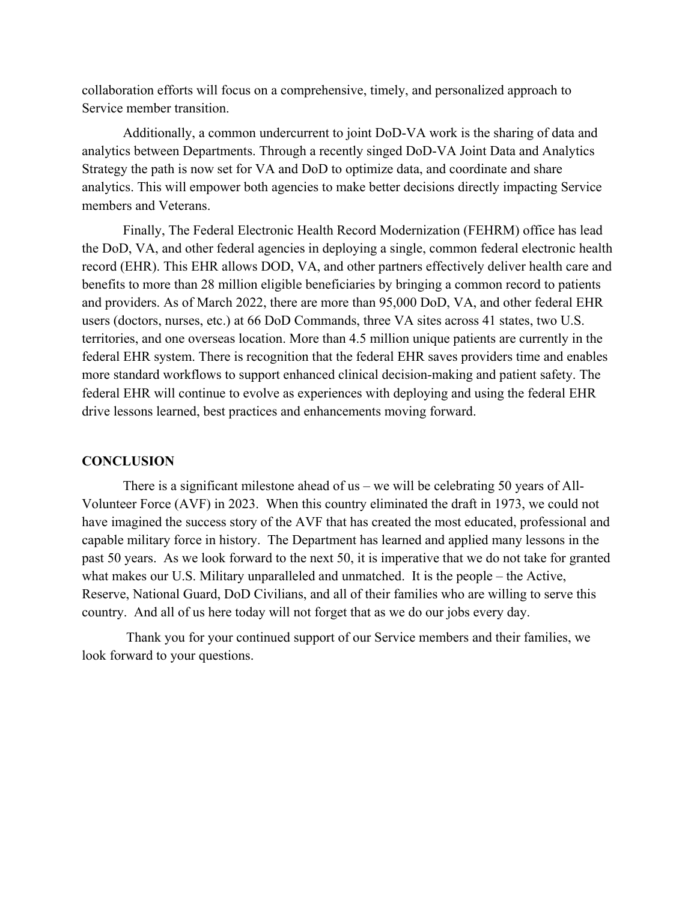collaboration efforts will focus on a comprehensive, timely, and personalized approach to Service member transition.

Additionally, a common undercurrent to joint DoD-VA work is the sharing of data and analytics between Departments. Through a recently singed DoD-VA Joint Data and Analytics Strategy the path is now set for VA and DoD to optimize data, and coordinate and share analytics. This will empower both agencies to make better decisions directly impacting Service members and Veterans.

Finally, The Federal Electronic Health Record Modernization (FEHRM) office has lead the DoD, VA, and other federal agencies in deploying a single, common federal electronic health record (EHR). This EHR allows DOD, VA, and other partners effectively deliver health care and benefits to more than 28 million eligible beneficiaries by bringing a common record to patients and providers. As of March 2022, there are more than 95,000 DoD, VA, and other federal EHR users (doctors, nurses, etc.) at 66 DoD Commands, three VA sites across 41 states, two U.S. territories, and one overseas location. More than 4.5 million unique patients are currently in the federal EHR system. There is recognition that the federal EHR saves providers time and enables more standard workflows to support enhanced clinical decision-making and patient safety. The federal EHR will continue to evolve as experiences with deploying and using the federal EHR drive lessons learned, best practices and enhancements moving forward.

## CONCLUSION

There is a significant milestone ahead of us – we will be celebrating 50 years of All-Volunteer Force (AVF) in 2023. When this country eliminated the draft in 1973, we could not have imagined the success story of the AVF that has created the most educated, professional and capable military force in history. The Department has learned and applied many lessons in the past 50 years. As we look forward to the next 50, it is imperative that we do not take for granted what makes our U.S. Military unparalleled and unmatched. It is the people – the Active, Reserve, National Guard, DoD Civilians, and all of their families who are willing to serve this country. And all of us here today will not forget that as we do our jobs every day.

Thank you for your continued support of our Service members and their families, we look forward to your questions.